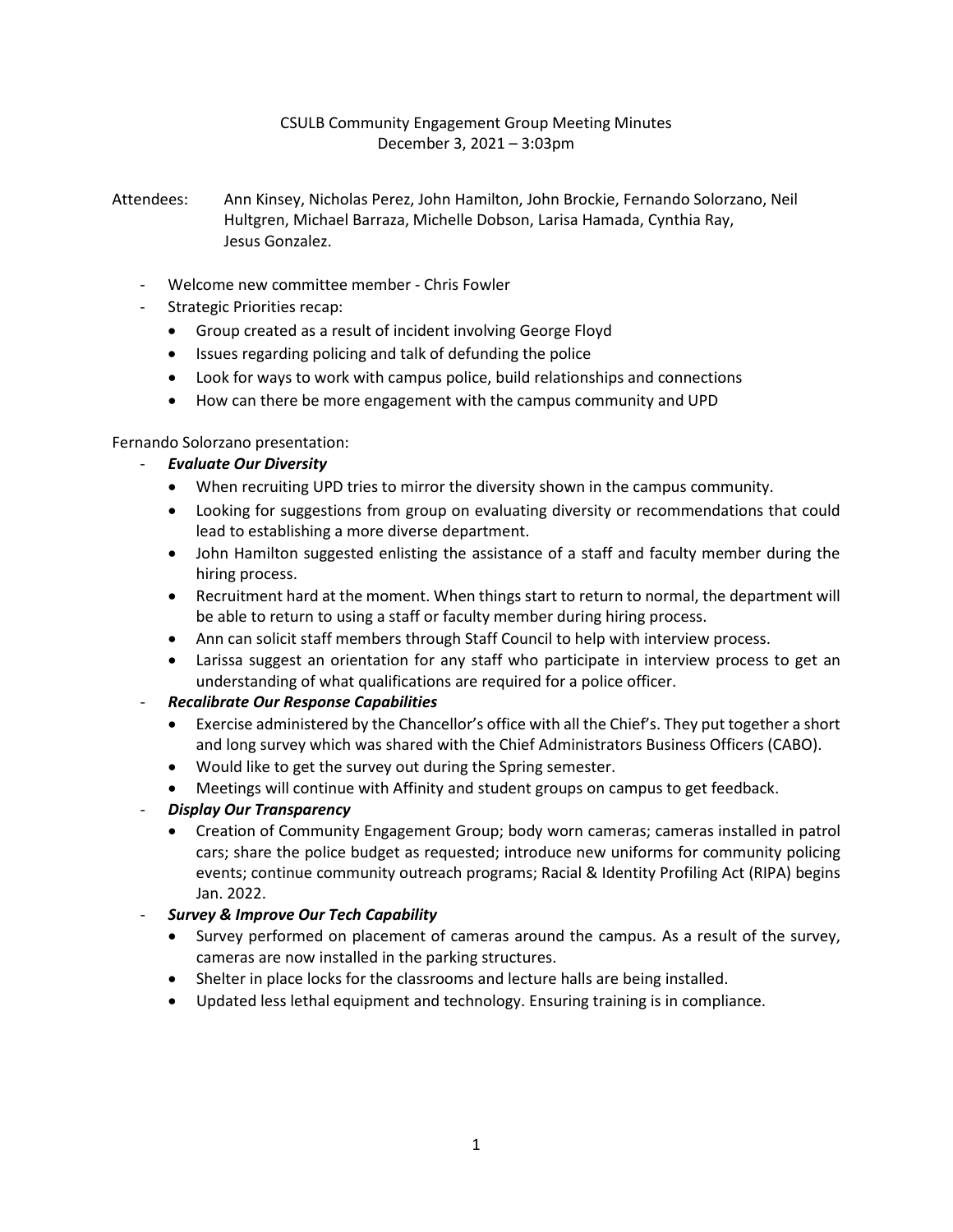CSULB Community Engagement Group Meeting Minutes
December 3, 2021 – 3:03pm

Attendees: Ann Kinsey, Nicholas Perez, John Hamilton, John Brockie, Fernando Solorzano, Neil Hultgren, Michael Barraza, Michelle Dobson, Larisa Hamada, Cynthia Ray, Jesus Gonzalez.

- Welcome new committee member - Chris Fowler
- Strategic Priorities recap:
  - Group created as a result of incident involving George Floyd
  - Issues regarding policing and talk of defunding the police
  - Look for ways to work with campus police, build relationships and connections
  - How can there be more engagement with the campus community and UPD

Fernando Solorzano presentation:

- ***Evaluate Our Diversity***
  - When recruiting UPD tries to mirror the diversity shown in the campus community.
  - Looking for suggestions from group on evaluating diversity or recommendations that could lead to establishing a more diverse department.
  - John Hamilton suggested enlisting the assistance of a staff and faculty member during the hiring process.
  - Recruitment hard at the moment. When things start to return to normal, the department will be able to return to using a staff or faculty member during hiring process.
  - Ann can solicit staff members through Staff Council to help with interview process.
  - Larissa suggest an orientation for any staff who participate in interview process to get an understanding of what qualifications are required for a police officer.
- ***Recalibrate Our Response Capabilities***
  - Exercise administered by the Chancellor's office with all the Chief's. They put together a short and long survey which was shared with the Chief Administrators Business Officers (CABO).
  - Would like to get the survey out during the Spring semester.
  - Meetings will continue with Affinity and student groups on campus to get feedback.
- ***Display Our Transparency***
  - Creation of Community Engagement Group; body worn cameras; cameras installed in patrol cars; share the police budget as requested; introduce new uniforms for community policing events; continue community outreach programs; Racial & Identity Profiling Act (RIPA) begins Jan. 2022.
- ***Survey & Improve Our Tech Capability***
  - Survey performed on placement of cameras around the campus. As a result of the survey, cameras are now installed in the parking structures.
  - Shelter in place locks for the classrooms and lecture halls are being installed.
  - Updated less lethal equipment and technology. Ensuring training is in compliance.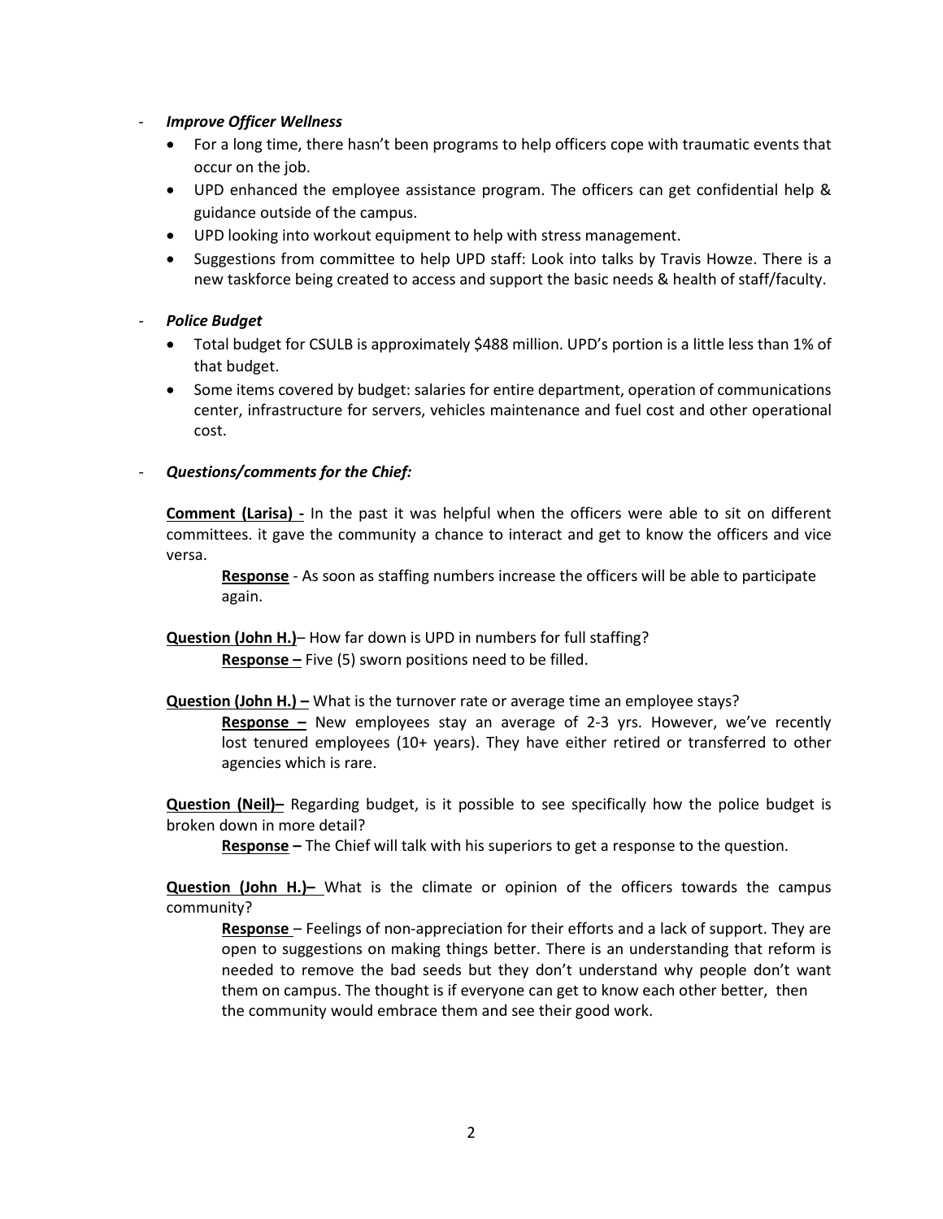- ***Improve Officer Wellness***
  - For a long time, there hasn't been programs to help officers cope with traumatic events that occur on the job.
  - UPD enhanced the employee assistance program. The officers can get confidential help & guidance outside of the campus.
  - UPD looking into workout equipment to help with stress management.
  - Suggestions from committee to help UPD staff: Look into talks by Travis Howze. There is a new taskforce being created to access and support the basic needs & health of staff/faculty.

- ***Police Budget***
  - Total budget for CSULB is approximately $488 million. UPD's portion is a little less than 1% of that budget.
  - Some items covered by budget: salaries for entire department, operation of communications center, infrastructure for servers, vehicles maintenance and fuel cost and other operational cost.

- ***Questions/comments for the Chief:***

  **<u>Comment (Larisa) -</u>** In the past it was helpful when the officers were able to sit on different committees. it gave the community a chance to interact and get to know the officers and vice versa.

  > **<u>Response</u>** - As soon as staffing numbers increase the officers will be able to participate again.

  **<u>Question (John H.)</u>**– How far down is UPD in numbers for full staffing?

  > **<u>Response –</u>** Five (5) sworn positions need to be filled.

  **<u>Question (John H.) –</u>** What is the turnover rate or average time an employee stays?

  > **<u>Response –</u>** New employees stay an average of 2-3 yrs. However, we've recently lost tenured employees (10+ years). They have either retired or transferred to other agencies which is rare.

  **<u>Question (Neil)–</u>** Regarding budget, is it possible to see specifically how the police budget is broken down in more detail?

  > **<u>Response –</u>** The Chief will talk with his superiors to get a response to the question.

  **<u>Question (John H.)–</u>** What is the climate or opinion of the officers towards the campus community?

  > **<u>Response</u>** – Feelings of non-appreciation for their efforts and a lack of support. They are open to suggestions on making things better. There is an understanding that reform is needed to remove the bad seeds but they don't understand why people don't want them on campus. The thought is if everyone can get to know each other better, then the community would embrace them and see their good work.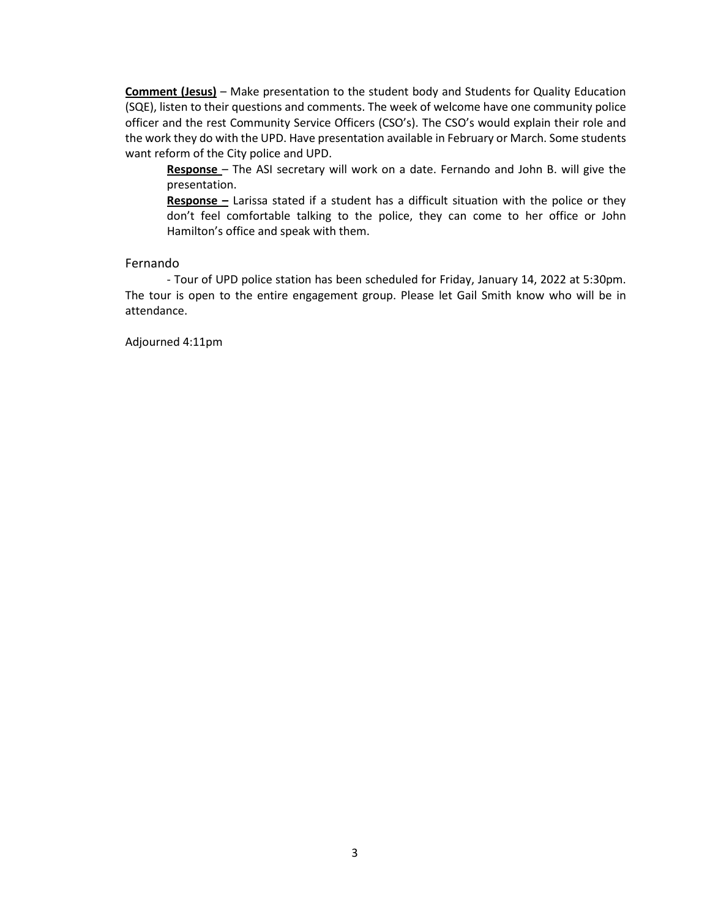**Comment (Jesus)** – Make presentation to the student body and Students for Quality Education (SQE), listen to their questions and comments. The week of welcome have one community police officer and the rest Community Service Officers (CSO's). The CSO's would explain their role and the work they do with the UPD. Have presentation available in February or March. Some students want reform of the City police and UPD.

> **Response** – The ASI secretary will work on a date. Fernando and John B. will give the presentation.
>
> **Response –** Larissa stated if a student has a difficult situation with the police or they don't feel comfortable talking to the police, they can come to her office or John Hamilton's office and speak with them.

Fernando

- Tour of UPD police station has been scheduled for Friday, January 14, 2022 at 5:30pm. The tour is open to the entire engagement group. Please let Gail Smith know who will be in attendance.

Adjourned 4:11pm